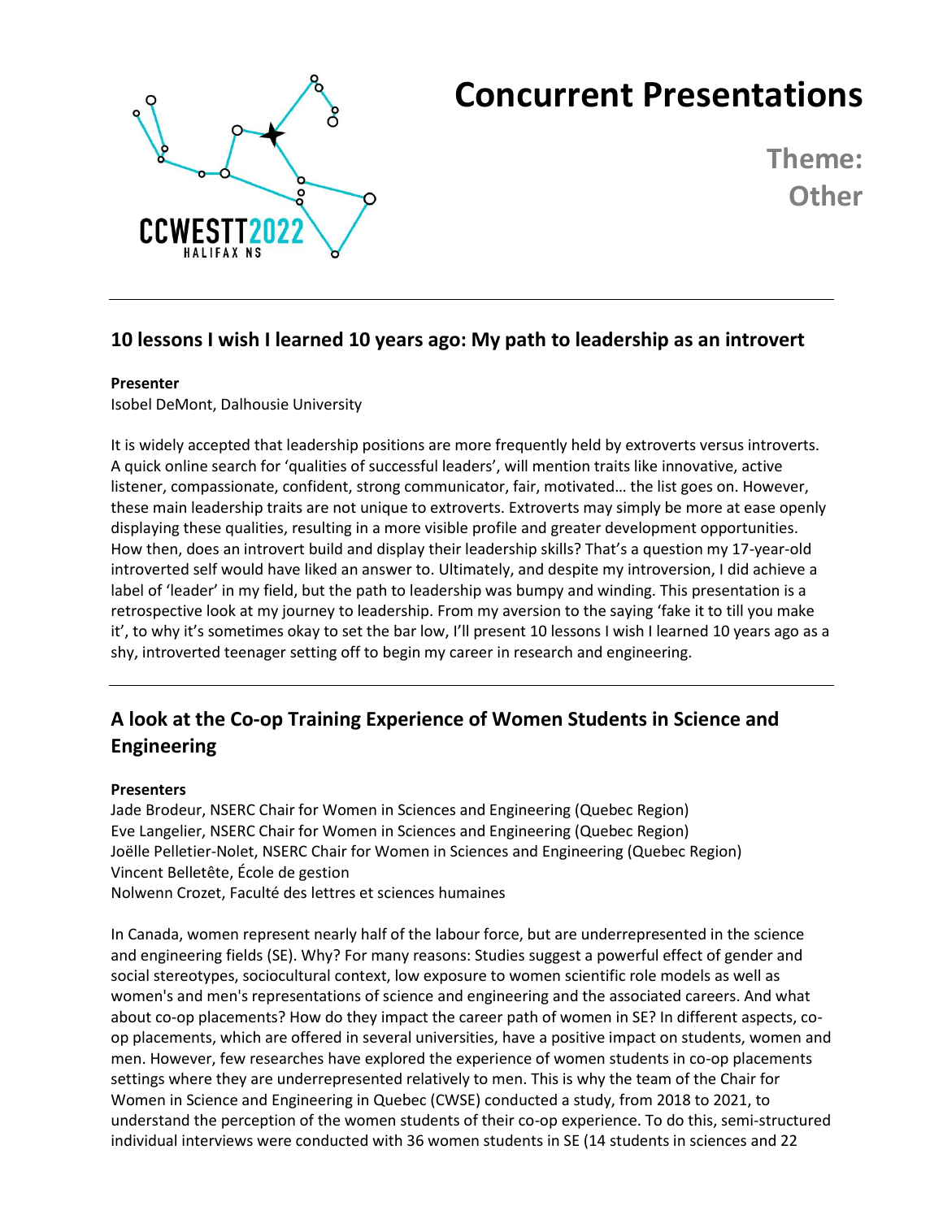# Concurrent Presentations

**Theme: Other**

---

## 10 lessons I wish I learned 10 years ago: My path to leadership as an introvert

**Presenter**
Isobel DeMont, Dalhousie University

It is widely accepted that leadership positions are more frequently held by extroverts versus introverts. A quick online search for 'qualities of successful leaders', will mention traits like innovative, active listener, compassionate, confident, strong communicator, fair, motivated… the list goes on. However, these main leadership traits are not unique to extroverts. Extroverts may simply be more at ease openly displaying these qualities, resulting in a more visible profile and greater development opportunities. How then, does an introvert build and display their leadership skills? That's a question my 17-year-old introverted self would have liked an answer to. Ultimately, and despite my introversion, I did achieve a label of 'leader' in my field, but the path to leadership was bumpy and winding. This presentation is a retrospective look at my journey to leadership. From my aversion to the saying 'fake it to till you make it', to why it's sometimes okay to set the bar low, I'll present 10 lessons I wish I learned 10 years ago as a shy, introverted teenager setting off to begin my career in research and engineering.

---

## A look at the Co-op Training Experience of Women Students in Science and Engineering

**Presenters**
Jade Brodeur, NSERC Chair for Women in Sciences and Engineering (Quebec Region)
Eve Langelier, NSERC Chair for Women in Sciences and Engineering (Quebec Region)
Joëlle Pelletier-Nolet, NSERC Chair for Women in Sciences and Engineering (Quebec Region)
Vincent Belletête, École de gestion
Nolwenn Crozet, Faculté des lettres et sciences humaines

In Canada, women represent nearly half of the labour force, but are underrepresented in the science and engineering fields (SE). Why? For many reasons: Studies suggest a powerful effect of gender and social stereotypes, sociocultural context, low exposure to women scientific role models as well as women's and men's representations of science and engineering and the associated careers. And what about co-op placements? How do they impact the career path of women in SE? In different aspects, co-op placements, which are offered in several universities, have a positive impact on students, women and men. However, few researches have explored the experience of women students in co-op placements settings where they are underrepresented relatively to men. This is why the team of the Chair for Women in Science and Engineering in Quebec (CWSE) conducted a study, from 2018 to 2021, to understand the perception of the women students of their co-op experience. To do this, semi-structured individual interviews were conducted with 36 women students in SE (14 students in sciences and 22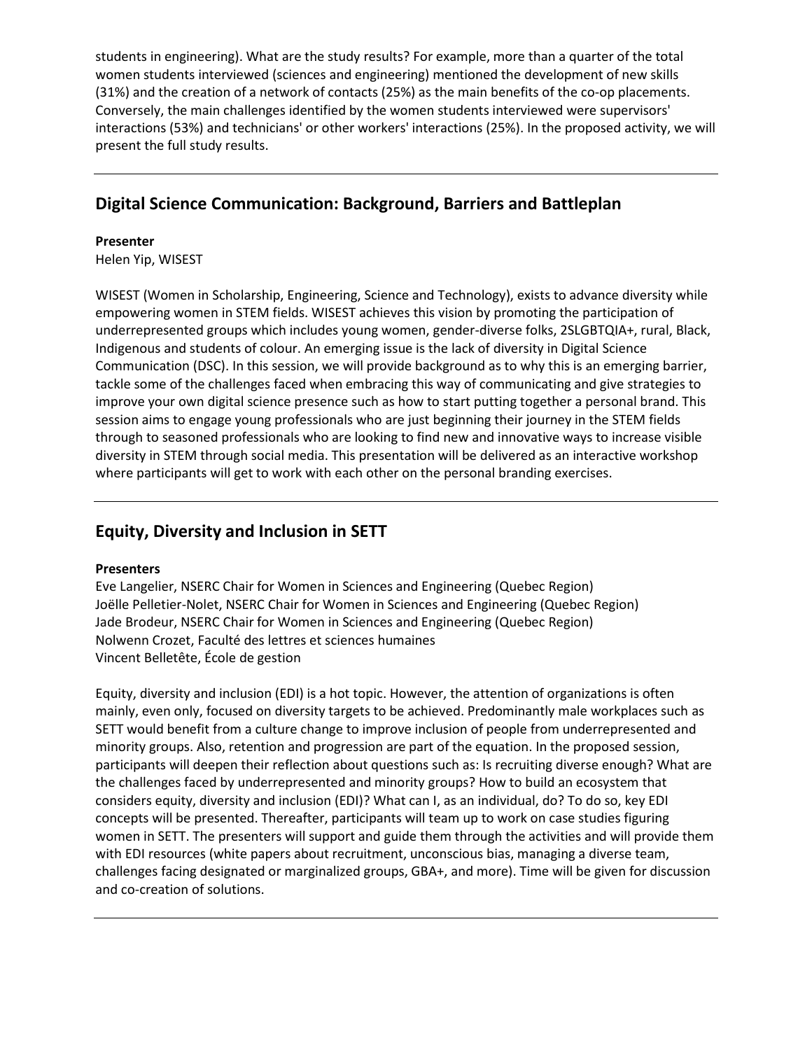students in engineering). What are the study results? For example, more than a quarter of the total women students interviewed (sciences and engineering) mentioned the development of new skills (31%) and the creation of a network of contacts (25%) as the main benefits of the co-op placements. Conversely, the main challenges identified by the women students interviewed were supervisors' interactions (53%) and technicians' or other workers' interactions (25%). In the proposed activity, we will present the full study results.

---

## Digital Science Communication: Background, Barriers and Battleplan

**Presenter**
Helen Yip, WISEST

WISEST (Women in Scholarship, Engineering, Science and Technology), exists to advance diversity while empowering women in STEM fields. WISEST achieves this vision by promoting the participation of underrepresented groups which includes young women, gender-diverse folks, 2SLGBTQIA+, rural, Black, Indigenous and students of colour. An emerging issue is the lack of diversity in Digital Science Communication (DSC). In this session, we will provide background as to why this is an emerging barrier, tackle some of the challenges faced when embracing this way of communicating and give strategies to improve your own digital science presence such as how to start putting together a personal brand. This session aims to engage young professionals who are just beginning their journey in the STEM fields through to seasoned professionals who are looking to find new and innovative ways to increase visible diversity in STEM through social media. This presentation will be delivered as an interactive workshop where participants will get to work with each other on the personal branding exercises.

---

## Equity, Diversity and Inclusion in SETT

**Presenters**
Eve Langelier, NSERC Chair for Women in Sciences and Engineering (Quebec Region)
Joëlle Pelletier-Nolet, NSERC Chair for Women in Sciences and Engineering (Quebec Region)
Jade Brodeur, NSERC Chair for Women in Sciences and Engineering (Quebec Region)
Nolwenn Crozet, Faculté des lettres et sciences humaines
Vincent Belletête, École de gestion

Equity, diversity and inclusion (EDI) is a hot topic. However, the attention of organizations is often mainly, even only, focused on diversity targets to be achieved. Predominantly male workplaces such as SETT would benefit from a culture change to improve inclusion of people from underrepresented and minority groups. Also, retention and progression are part of the equation. In the proposed session, participants will deepen their reflection about questions such as: Is recruiting diverse enough? What are the challenges faced by underrepresented and minority groups? How to build an ecosystem that considers equity, diversity and inclusion (EDI)? What can I, as an individual, do? To do so, key EDI concepts will be presented. Thereafter, participants will team up to work on case studies figuring women in SETT. The presenters will support and guide them through the activities and will provide them with EDI resources (white papers about recruitment, unconscious bias, managing a diverse team, challenges facing designated or marginalized groups, GBA+, and more). Time will be given for discussion and co-creation of solutions.

---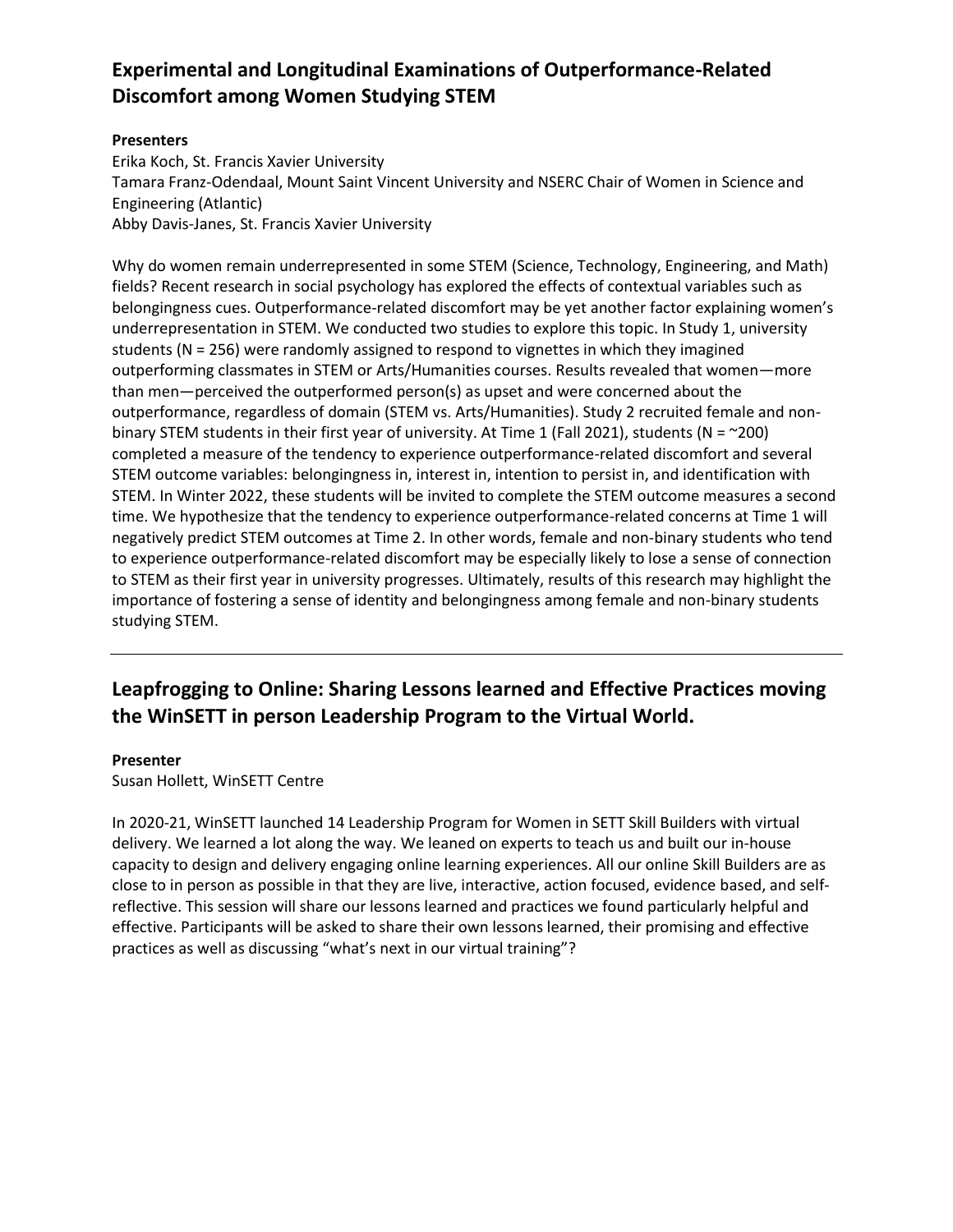## Experimental and Longitudinal Examinations of Outperformance-Related Discomfort among Women Studying STEM

**Presenters**

Erika Koch, St. Francis Xavier University
Tamara Franz-Odendaal, Mount Saint Vincent University and NSERC Chair of Women in Science and Engineering (Atlantic)
Abby Davis-Janes, St. Francis Xavier University

Why do women remain underrepresented in some STEM (Science, Technology, Engineering, and Math) fields? Recent research in social psychology has explored the effects of contextual variables such as belongingness cues. Outperformance-related discomfort may be yet another factor explaining women's underrepresentation in STEM. We conducted two studies to explore this topic. In Study 1, university students (N = 256) were randomly assigned to respond to vignettes in which they imagined outperforming classmates in STEM or Arts/Humanities courses. Results revealed that women—more than men—perceived the outperformed person(s) as upset and were concerned about the outperformance, regardless of domain (STEM vs. Arts/Humanities). Study 2 recruited female and non-binary STEM students in their first year of university. At Time 1 (Fall 2021), students (N = ~200) completed a measure of the tendency to experience outperformance-related discomfort and several STEM outcome variables: belongingness in, interest in, intention to persist in, and identification with STEM. In Winter 2022, these students will be invited to complete the STEM outcome measures a second time. We hypothesize that the tendency to experience outperformance-related concerns at Time 1 will negatively predict STEM outcomes at Time 2. In other words, female and non-binary students who tend to experience outperformance-related discomfort may be especially likely to lose a sense of connection to STEM as their first year in university progresses. Ultimately, results of this research may highlight the importance of fostering a sense of identity and belongingness among female and non-binary students studying STEM.

---

## Leapfrogging to Online: Sharing Lessons learned and Effective Practices moving the WinSETT in person Leadership Program to the Virtual World.

**Presenter**

Susan Hollett, WinSETT Centre

In 2020-21, WinSETT launched 14 Leadership Program for Women in SETT Skill Builders with virtual delivery. We learned a lot along the way. We leaned on experts to teach us and built our in-house capacity to design and delivery engaging online learning experiences. All our online Skill Builders are as close to in person as possible in that they are live, interactive, action focused, evidence based, and self-reflective. This session will share our lessons learned and practices we found particularly helpful and effective. Participants will be asked to share their own lessons learned, their promising and effective practices as well as discussing "what's next in our virtual training"?